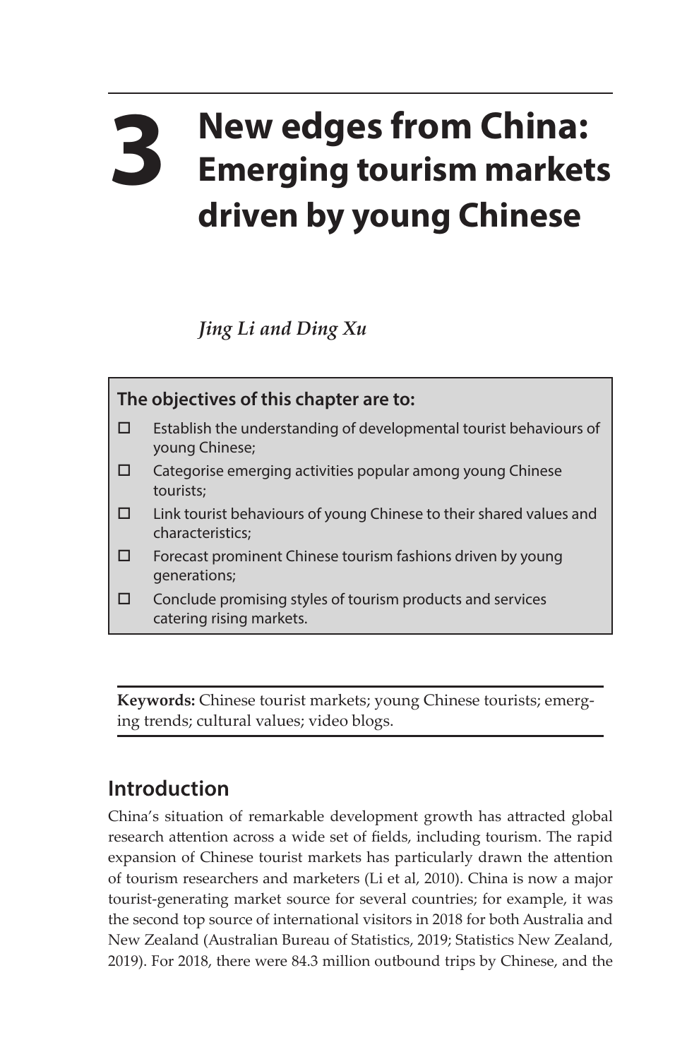# 3 New edges from China: Emerging tourism markets driven by young Chinese

*Jing Li and Ding Xu*

**The objectives of this chapter are to:**

- ☐ Establish the understanding of developmental tourist behaviours of young Chinese;
- ☐ Categorise emerging activities popular among young Chinese tourists;
- ☐ Link tourist behaviours of young Chinese to their shared values and characteristics;
- ☐ Forecast prominent Chinese tourism fashions driven by young generations;
- ☐ Conclude promising styles of tourism products and services catering rising markets.

**Keywords:** Chinese tourist markets; young Chinese tourists; emerging trends; cultural values; video blogs.

## Introduction

China's situation of remarkable development growth has attracted global research attention across a wide set of fields, including tourism. The rapid expansion of Chinese tourist markets has particularly drawn the attention of tourism researchers and marketers (Li et al, 2010). China is now a major tourist-generating market source for several countries; for example, it was the second top source of international visitors in 2018 for both Australia and New Zealand (Australian Bureau of Statistics, 2019; Statistics New Zealand, 2019). For 2018, there were 84.3 million outbound trips by Chinese, and the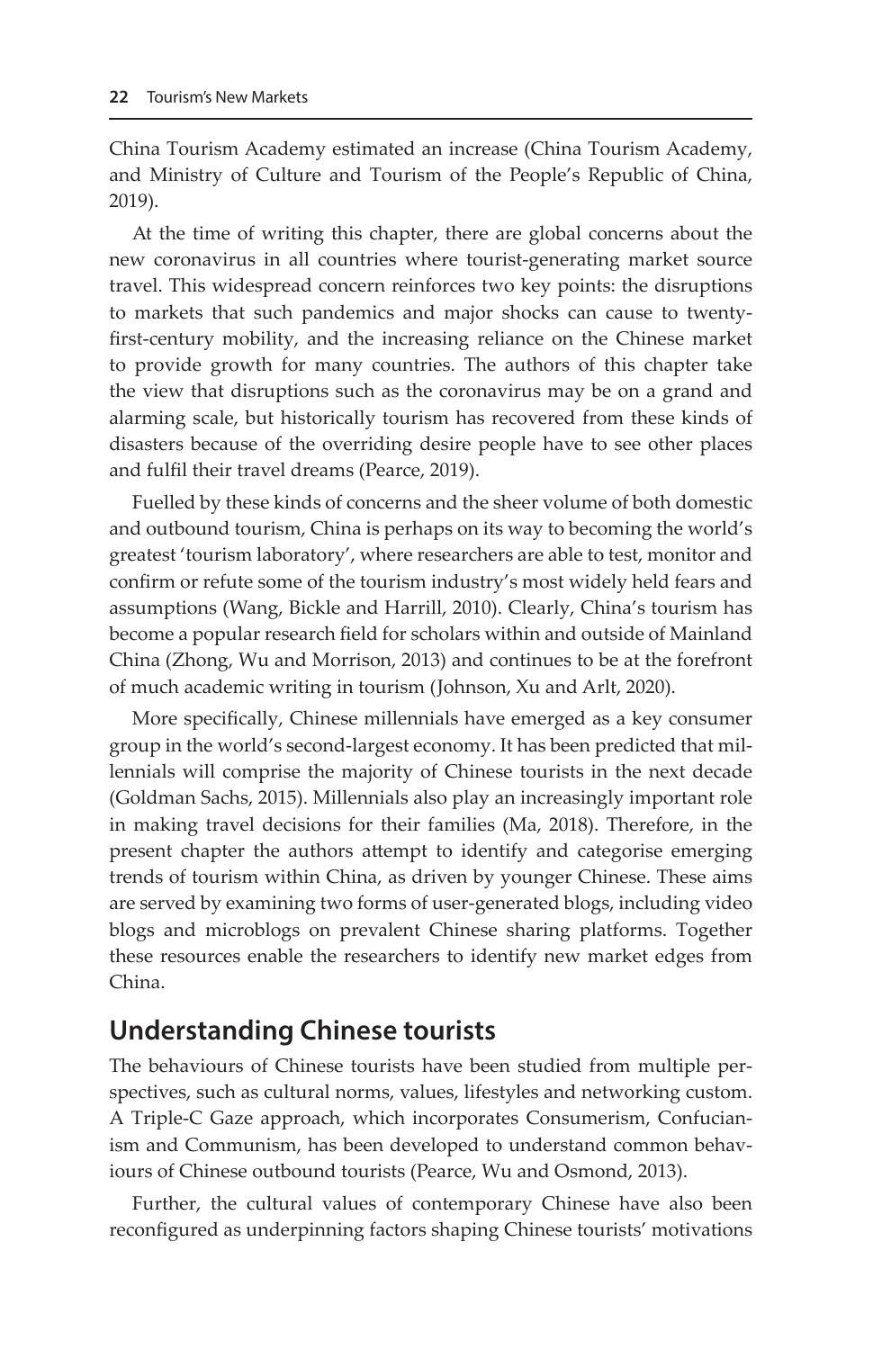China Tourism Academy estimated an increase (China Tourism Academy, and Ministry of Culture and Tourism of the People's Republic of China, 2019).

At the time of writing this chapter, there are global concerns about the new coronavirus in all countries where tourist-generating market source travel. This widespread concern reinforces two key points: the disruptions to markets that such pandemics and major shocks can cause to twenty-first-century mobility, and the increasing reliance on the Chinese market to provide growth for many countries. The authors of this chapter take the view that disruptions such as the coronavirus may be on a grand and alarming scale, but historically tourism has recovered from these kinds of disasters because of the overriding desire people have to see other places and fulfil their travel dreams (Pearce, 2019).

Fuelled by these kinds of concerns and the sheer volume of both domestic and outbound tourism, China is perhaps on its way to becoming the world's greatest 'tourism laboratory', where researchers are able to test, monitor and confirm or refute some of the tourism industry's most widely held fears and assumptions (Wang, Bickle and Harrill, 2010). Clearly, China's tourism has become a popular research field for scholars within and outside of Mainland China (Zhong, Wu and Morrison, 2013) and continues to be at the forefront of much academic writing in tourism (Johnson, Xu and Arlt, 2020).

More specifically, Chinese millennials have emerged as a key consumer group in the world's second-largest economy. It has been predicted that millennials will comprise the majority of Chinese tourists in the next decade (Goldman Sachs, 2015). Millennials also play an increasingly important role in making travel decisions for their families (Ma, 2018). Therefore, in the present chapter the authors attempt to identify and categorise emerging trends of tourism within China, as driven by younger Chinese. These aims are served by examining two forms of user-generated blogs, including video blogs and microblogs on prevalent Chinese sharing platforms. Together these resources enable the researchers to identify new market edges from China.

## Understanding Chinese tourists

The behaviours of Chinese tourists have been studied from multiple perspectives, such as cultural norms, values, lifestyles and networking custom. A Triple-C Gaze approach, which incorporates Consumerism, Confucianism and Communism, has been developed to understand common behaviours of Chinese outbound tourists (Pearce, Wu and Osmond, 2013).

Further, the cultural values of contemporary Chinese have also been reconfigured as underpinning factors shaping Chinese tourists' motivations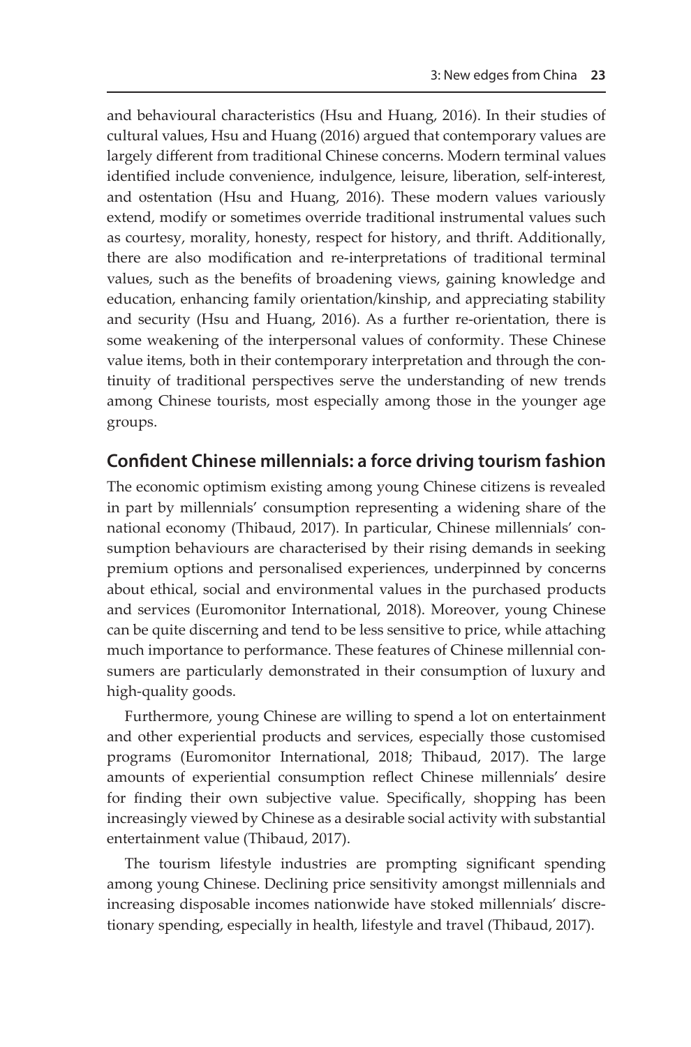and behavioural characteristics (Hsu and Huang, 2016). In their studies of cultural values, Hsu and Huang (2016) argued that contemporary values are largely different from traditional Chinese concerns. Modern terminal values identified include convenience, indulgence, leisure, liberation, self-interest, and ostentation (Hsu and Huang, 2016). These modern values variously extend, modify or sometimes override traditional instrumental values such as courtesy, morality, honesty, respect for history, and thrift. Additionally, there are also modification and re-interpretations of traditional terminal values, such as the benefits of broadening views, gaining knowledge and education, enhancing family orientation/kinship, and appreciating stability and security (Hsu and Huang, 2016). As a further re-orientation, there is some weakening of the interpersonal values of conformity. These Chinese value items, both in their contemporary interpretation and through the continuity of traditional perspectives serve the understanding of new trends among Chinese tourists, most especially among those in the younger age groups.

## Confident Chinese millennials: a force driving tourism fashion

The economic optimism existing among young Chinese citizens is revealed in part by millennials' consumption representing a widening share of the national economy (Thibaud, 2017). In particular, Chinese millennials' consumption behaviours are characterised by their rising demands in seeking premium options and personalised experiences, underpinned by concerns about ethical, social and environmental values in the purchased products and services (Euromonitor International, 2018). Moreover, young Chinese can be quite discerning and tend to be less sensitive to price, while attaching much importance to performance. These features of Chinese millennial consumers are particularly demonstrated in their consumption of luxury and high-quality goods.

Furthermore, young Chinese are willing to spend a lot on entertainment and other experiential products and services, especially those customised programs (Euromonitor International, 2018; Thibaud, 2017). The large amounts of experiential consumption reflect Chinese millennials' desire for finding their own subjective value. Specifically, shopping has been increasingly viewed by Chinese as a desirable social activity with substantial entertainment value (Thibaud, 2017).

The tourism lifestyle industries are prompting significant spending among young Chinese. Declining price sensitivity amongst millennials and increasing disposable incomes nationwide have stoked millennials' discretionary spending, especially in health, lifestyle and travel (Thibaud, 2017).